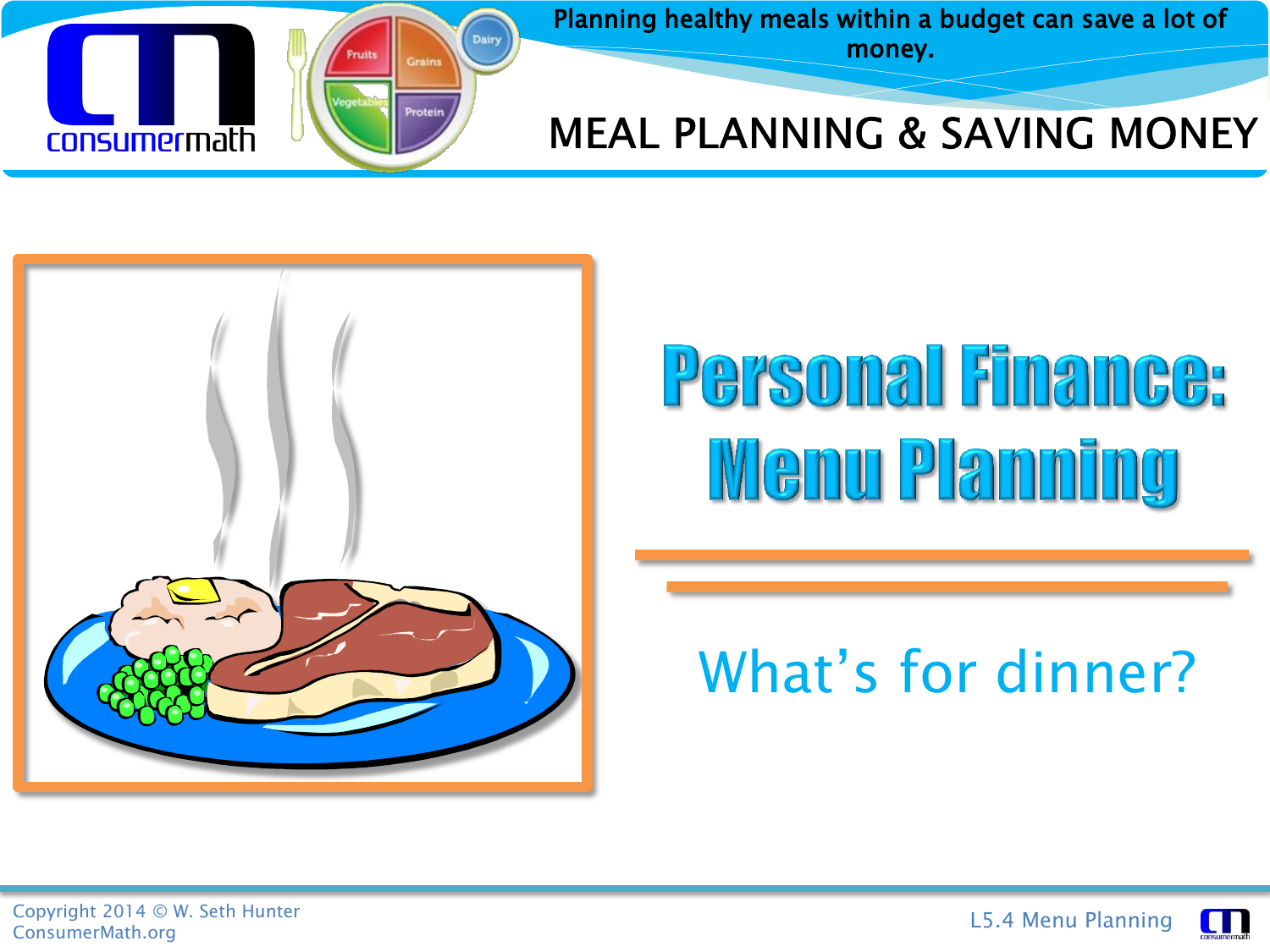Planning healthy meals within a budget can save a lot of money.

MEAL PLANNING & SAVING MONEY

# Personal Finance: Menu Planning

What's for dinner?

Copyright 2014 © W. Seth Hunter
ConsumerMath.org

L5.4 Menu Planning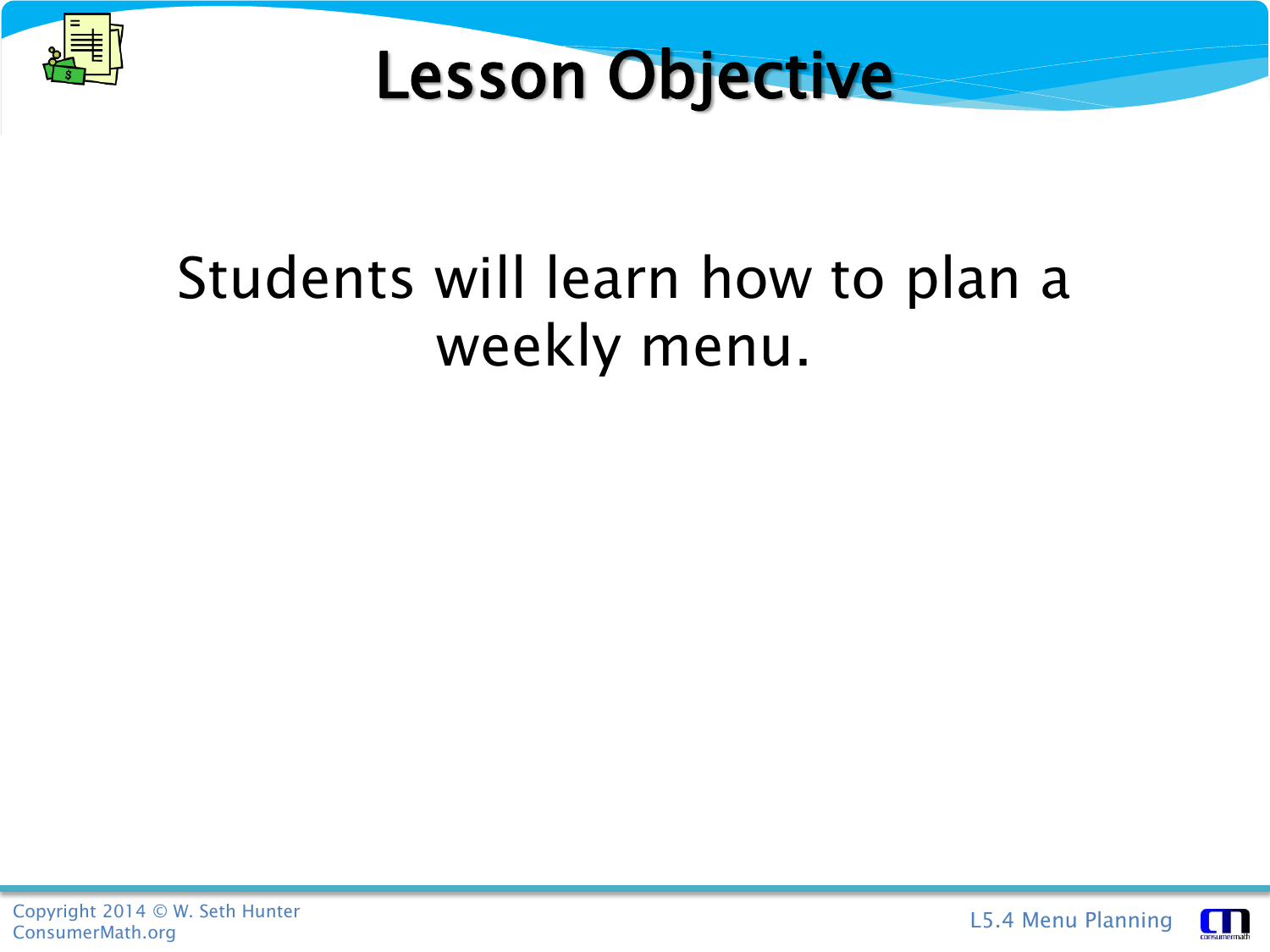# Lesson Objective

Students will learn how to plan a weekly menu.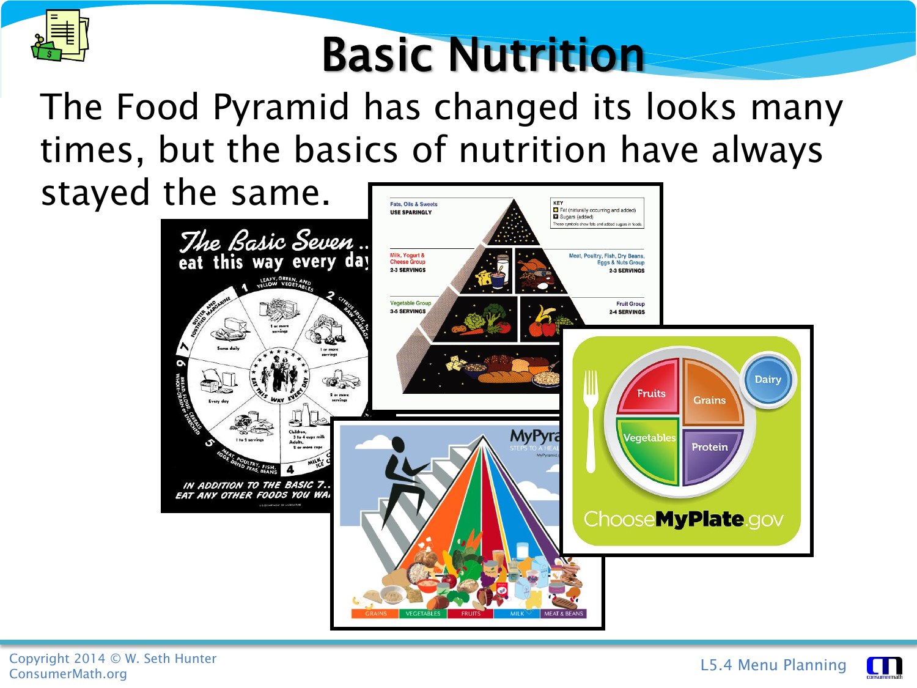# Basic Nutrition

The Food Pyramid has changed its looks many times, but the basics of nutrition have always stayed the same.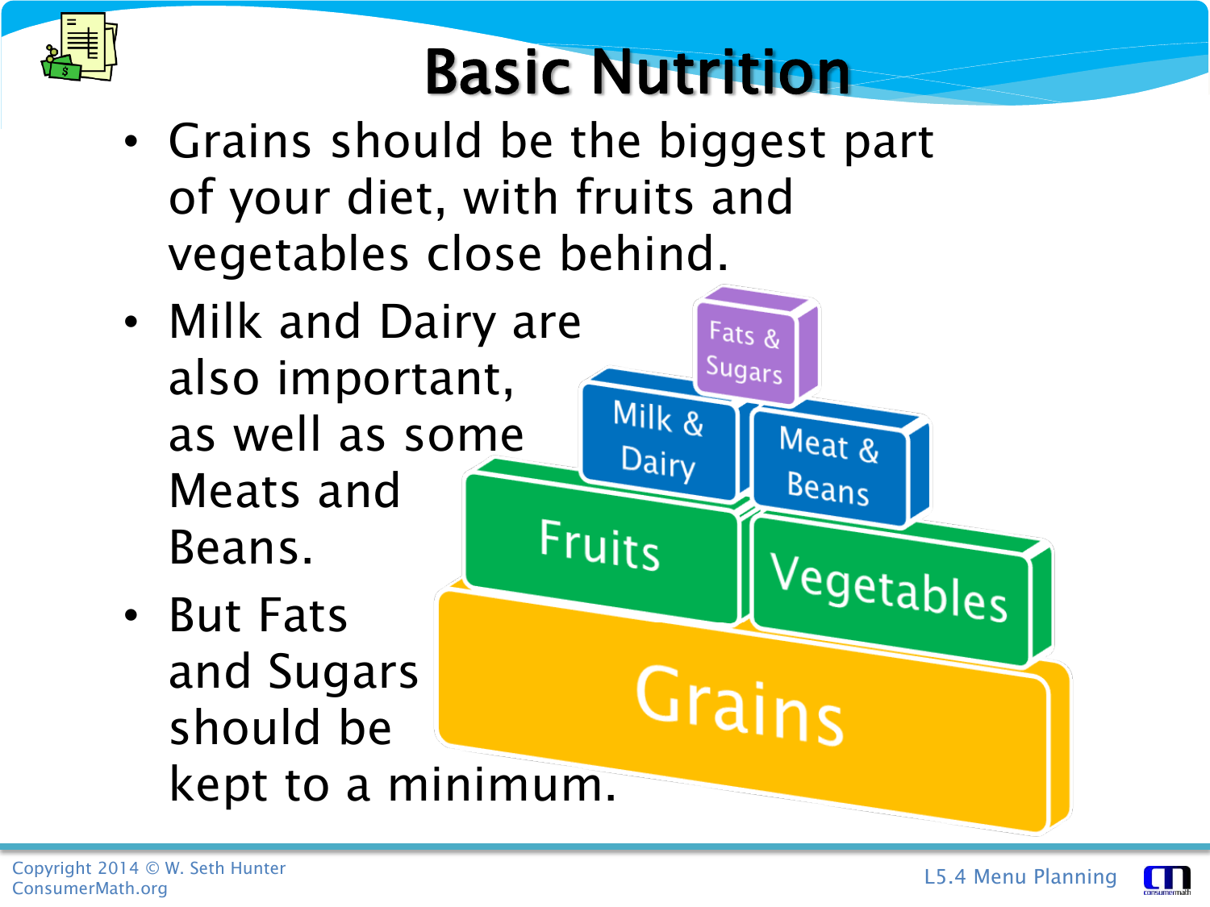# Basic Nutrition

- Grains should be the biggest part of your diet, with fruits and vegetables close behind.
- Milk and Dairy are also important, as well as some Meats and Beans.
- But Fats and Sugars should be kept to a minimum.

Fats & Sugars

Milk & Dairy

Meat & Beans

Fruits

Vegetables

Grains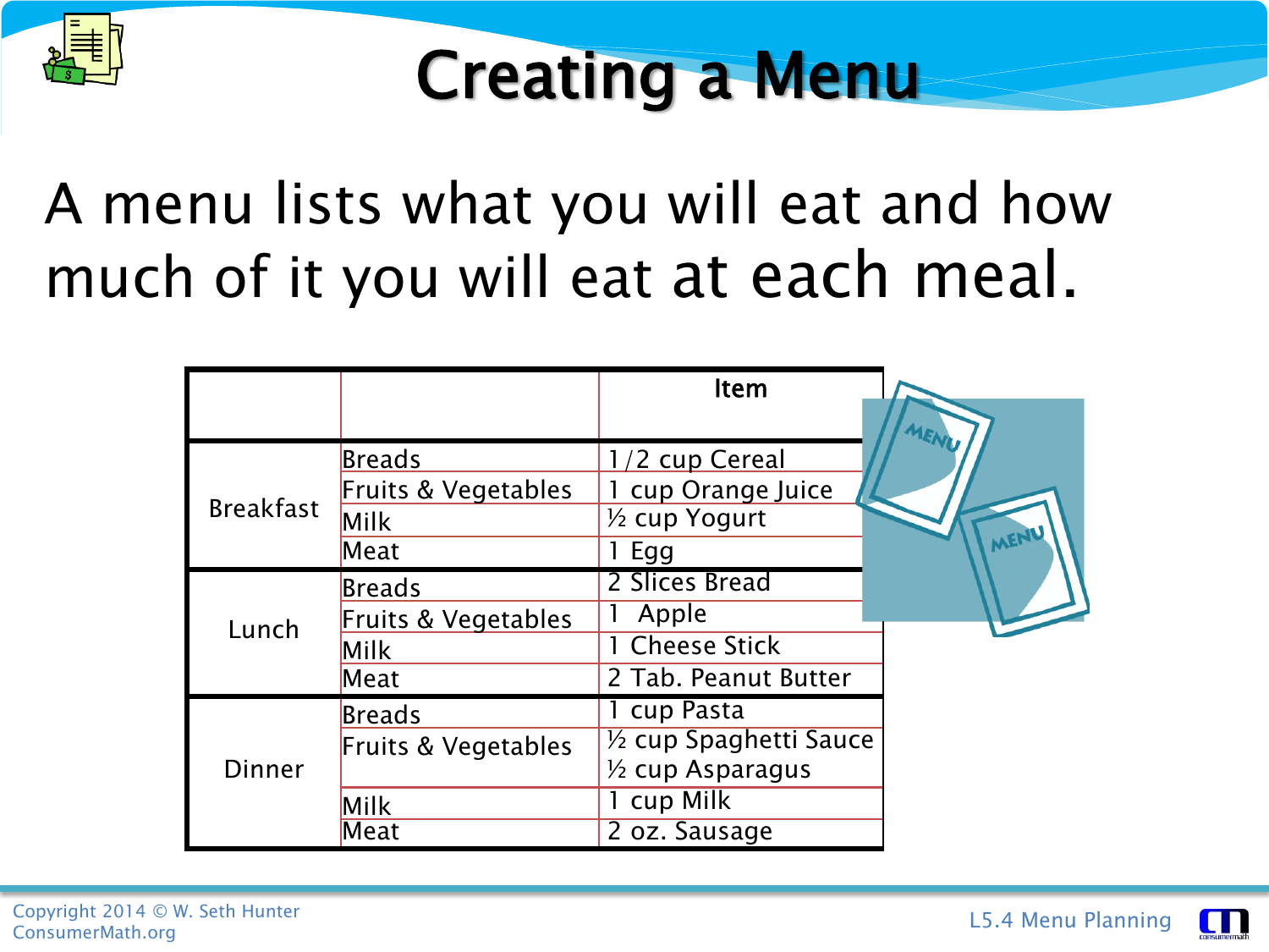# Creating a Menu

A menu lists what you will eat and how much of it you will eat at each meal.

| | | Item |
|---|---|---|
| Breakfast | Breads | 1/2 cup Cereal |
| | Fruits & Vegetables | 1 cup Orange Juice |
| | Milk | ½ cup Yogurt |
| | Meat | 1 Egg |
| Lunch | Breads | 2 Slices Bread |
| | Fruits & Vegetables | 1 Apple |
| | Milk | 1 Cheese Stick |
| | Meat | 2 Tab. Peanut Butter |
| Dinner | Breads | 1 cup Pasta |
| | Fruits & Vegetables | ½ cup Spaghetti Sauce<br>½ cup Asparagus |
| | Milk | 1 cup Milk |
| | Meat | 2 oz. Sausage |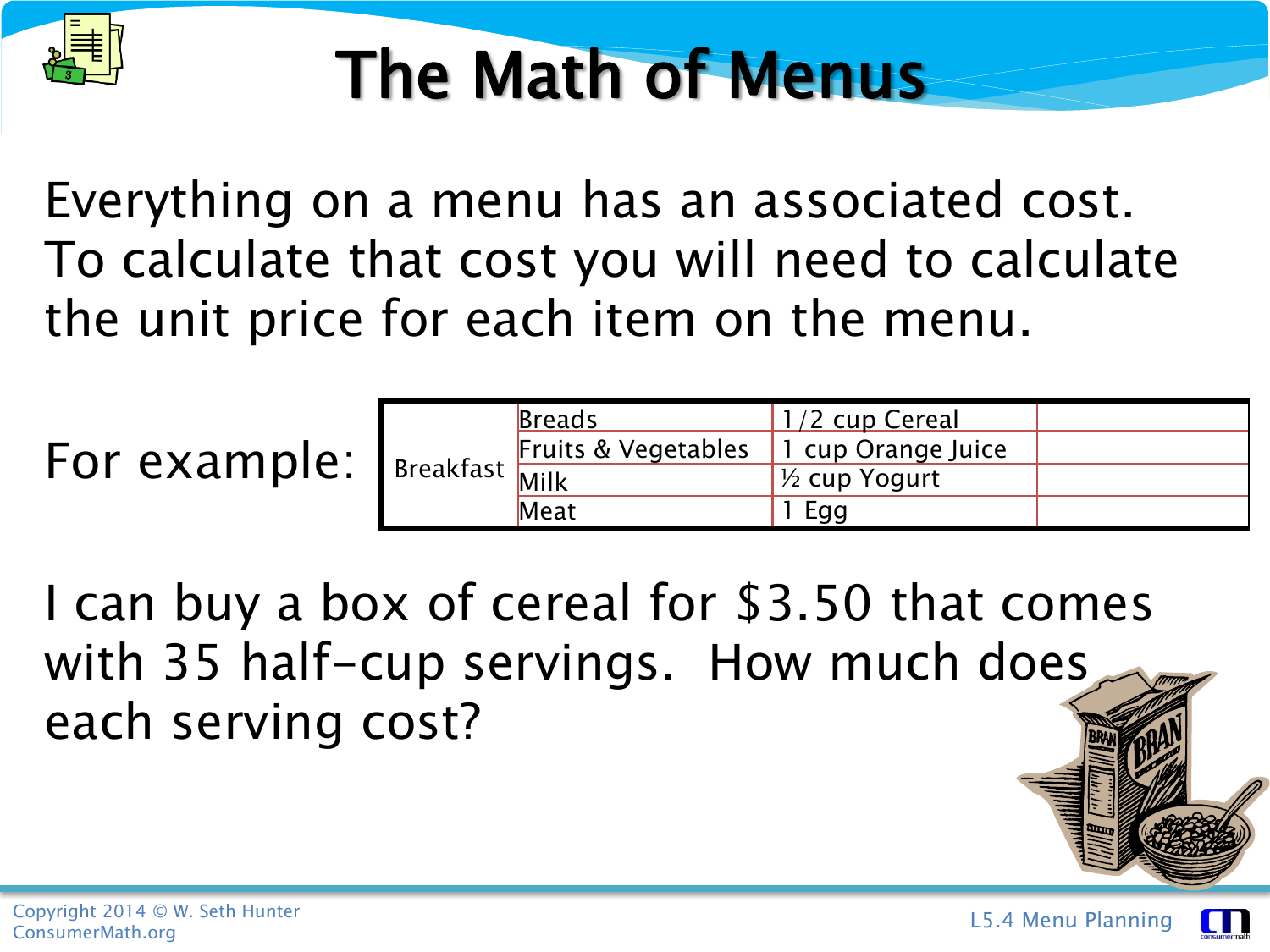# The Math of Menus

Everything on a menu has an associated cost. To calculate that cost you will need to calculate the unit price for each item on the menu.

For example:

| | | | |
|---|---|---|---|
| Breakfast | Breads | 1/2 cup Cereal | |
| | Fruits & Vegetables | 1 cup Orange Juice | |
| | Milk | ½ cup Yogurt | |
| | Meat | 1 Egg | |

I can buy a box of cereal for $3.50 that comes with 35 half-cup servings. How much does each serving cost?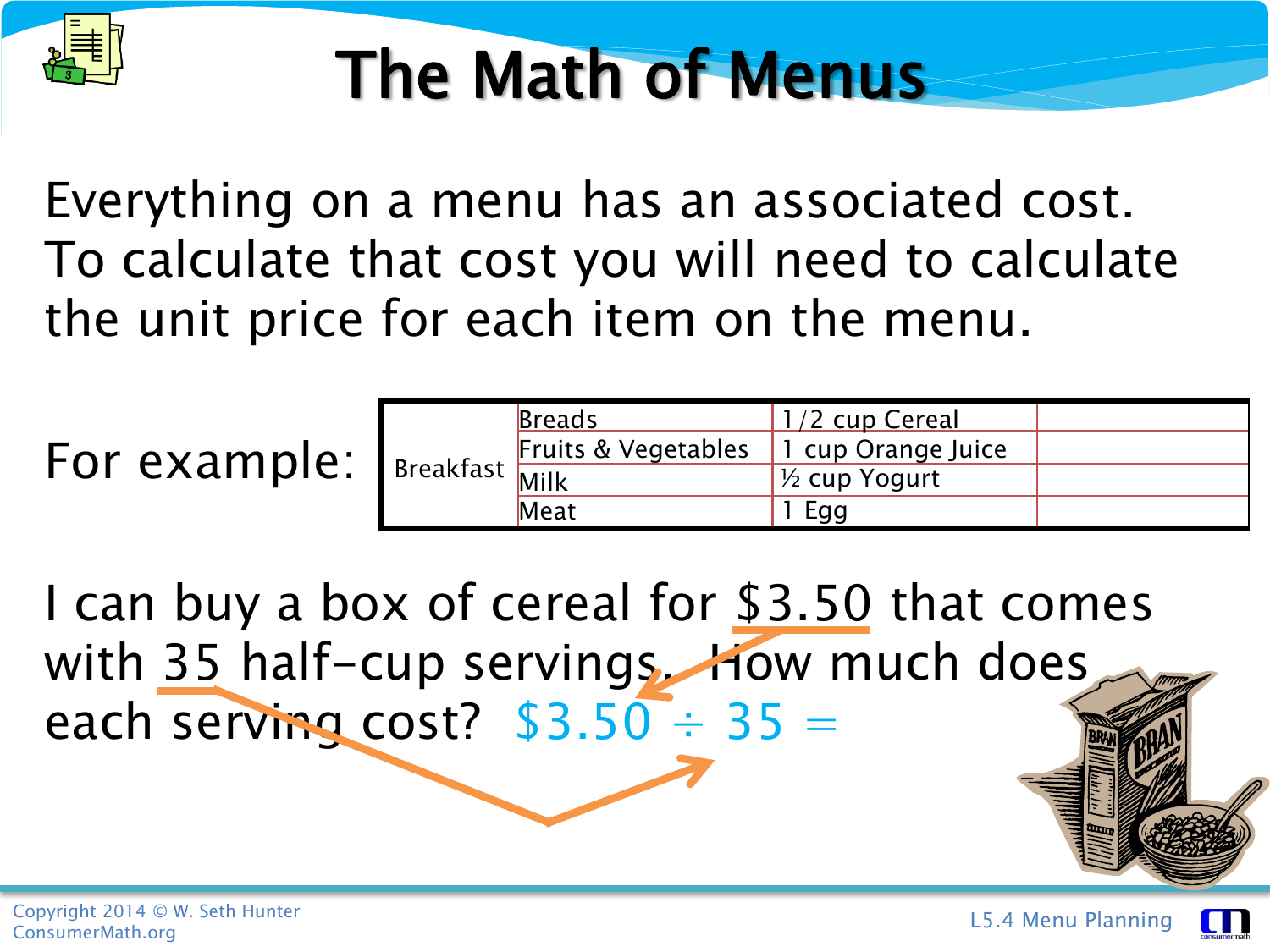# The Math of Menus

Everything on a menu has an associated cost. To calculate that cost you will need to calculate the unit price for each item on the menu.

For example:

| Breakfast | Breads | 1/2 cup Cereal | |
|---|---|---|---|
| | Fruits & Vegetables | 1 cup Orange Juice | |
| | Milk | ½ cup Yogurt | |
| | Meat | 1 Egg | |

I can buy a box of cereal for $3.50 that comes with 35 half-cup servings. How much does each serving cost? $\$3.50 \div 35 =$

L5.4 Menu Planning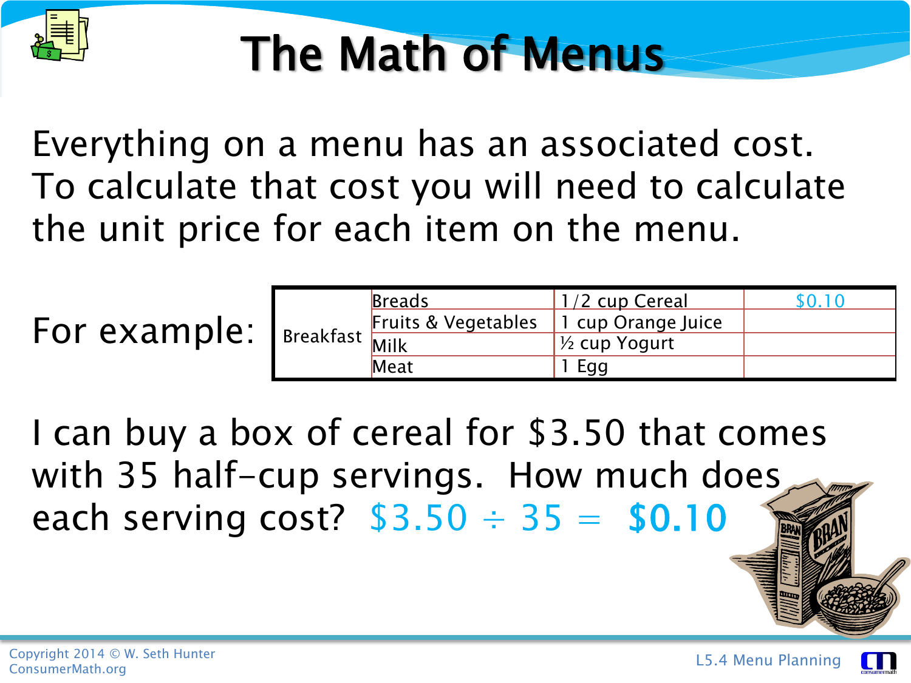# The Math of Menus

Everything on a menu has an associated cost. To calculate that cost you will need to calculate the unit price for each item on the menu.

For example:

| | | | |
|---|---|---|---|
| Breakfast | Breads | 1/2 cup Cereal | $0.10 |
| | Fruits & Vegetables | 1 cup Orange Juice | |
| | Milk | ½ cup Yogurt | |
| | Meat | 1 Egg | |

I can buy a box of cereal for $3.50 that comes with 35 half-cup servings. How much does each serving cost? $3.50 ÷ 35 = **$0.10**

Copyright 2014 © W. Seth Hunter
ConsumerMath.org

L5.4 Menu Planning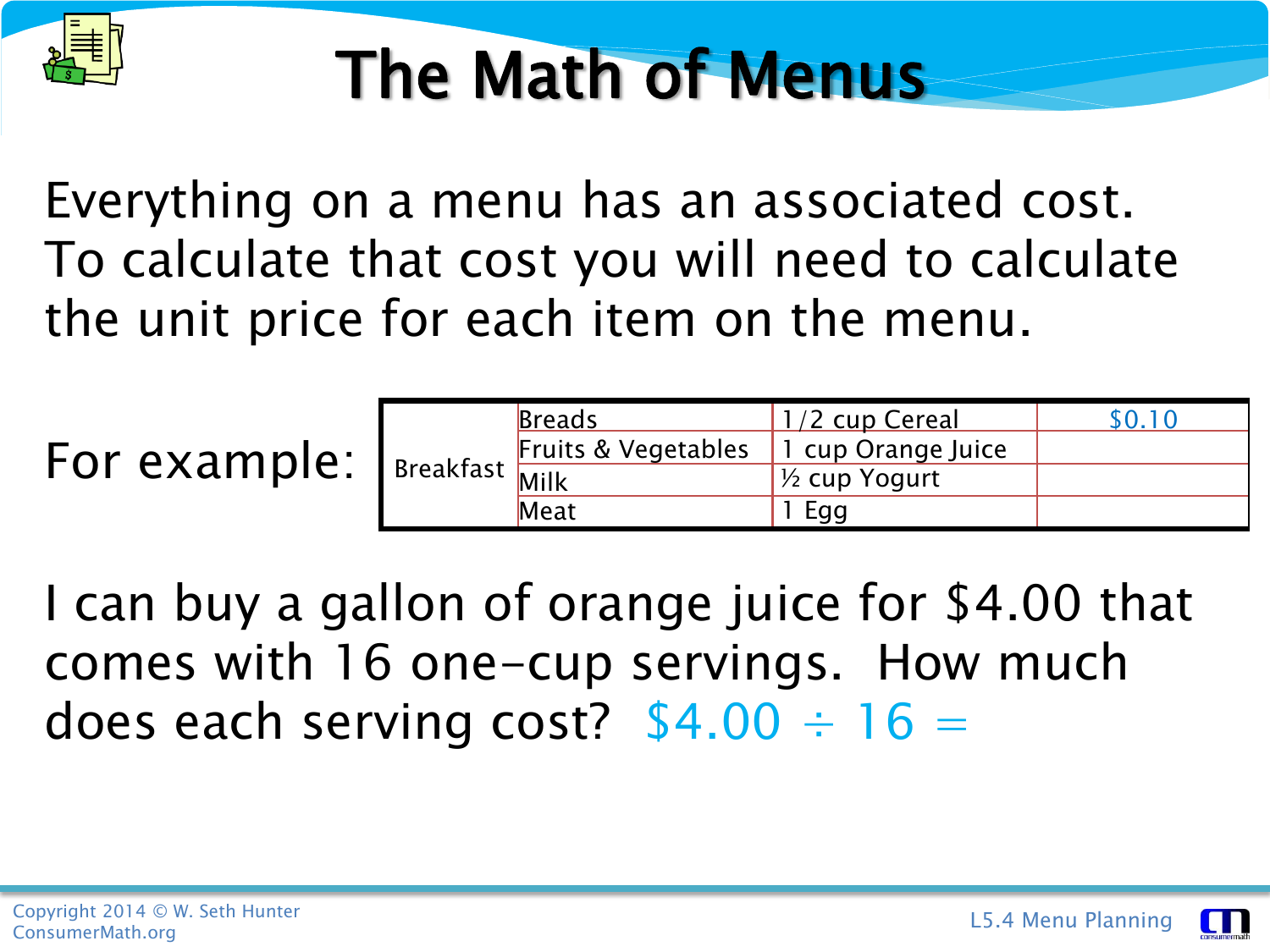# The Math of Menus

Everything on a menu has an associated cost. To calculate that cost you will need to calculate the unit price for each item on the menu.

For example:

| | | | |
|---|---|---|---|
| Breakfast | Breads | 1/2 cup Cereal | \$0.10 |
| | Fruits & Vegetables | 1 cup Orange Juice | |
| | Milk | ½ cup Yogurt | |
| | Meat | 1 Egg | |

I can buy a gallon of orange juice for \$4.00 that comes with 16 one-cup servings. How much does each serving cost? $\$4.00 \div 16 =$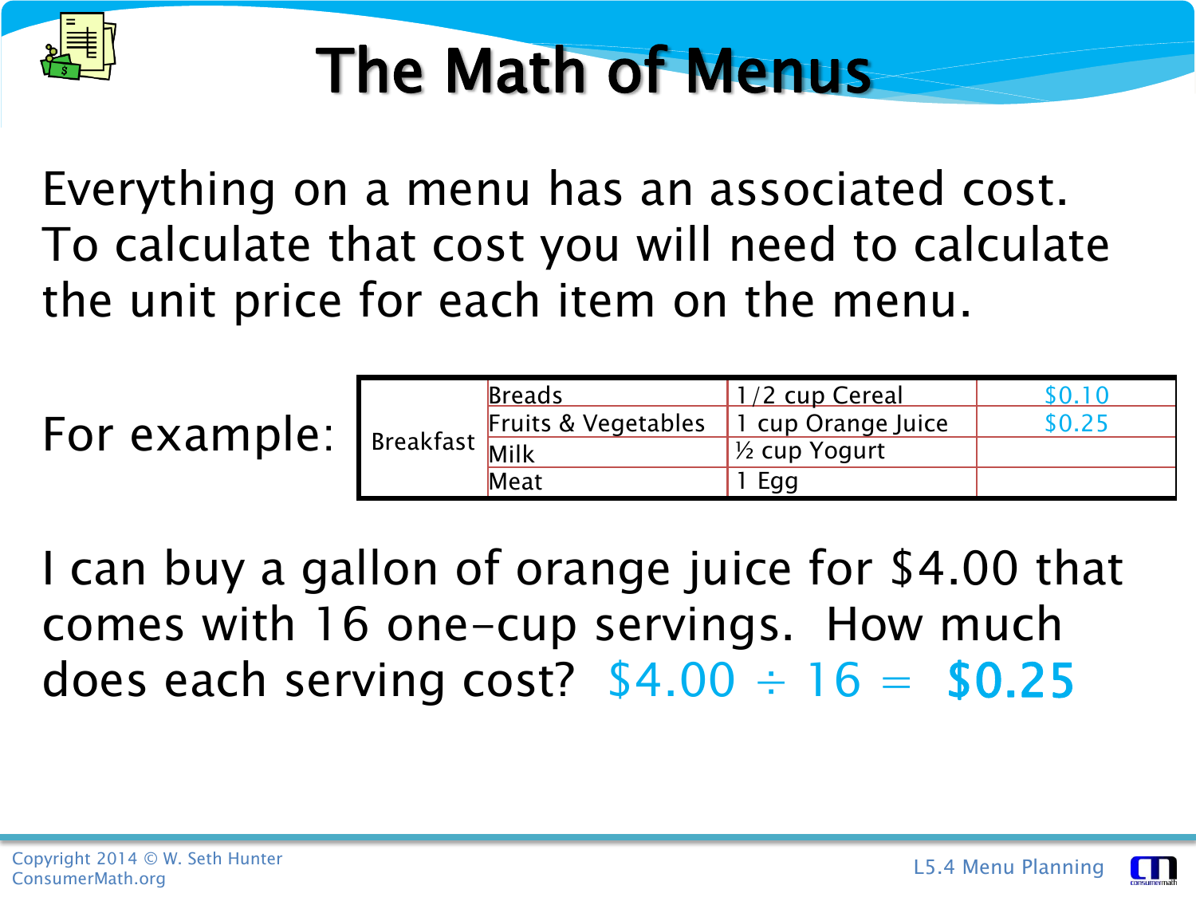# The Math of Menus

Everything on a menu has an associated cost. To calculate that cost you will need to calculate the unit price for each item on the menu.

For example:

| | | | |
|---|---|---|---|
| Breakfast | Breads | 1/2 cup Cereal | $0.10 |
| | Fruits & Vegetables | 1 cup Orange Juice | $0.25 |
| | Milk | ½ cup Yogurt | |
| | Meat | 1 Egg | |

I can buy a gallon of orange juice for $4.00 that comes with 16 one-cup servings. How much does each serving cost? $\$4.00 \div 16 =$ **$0.25**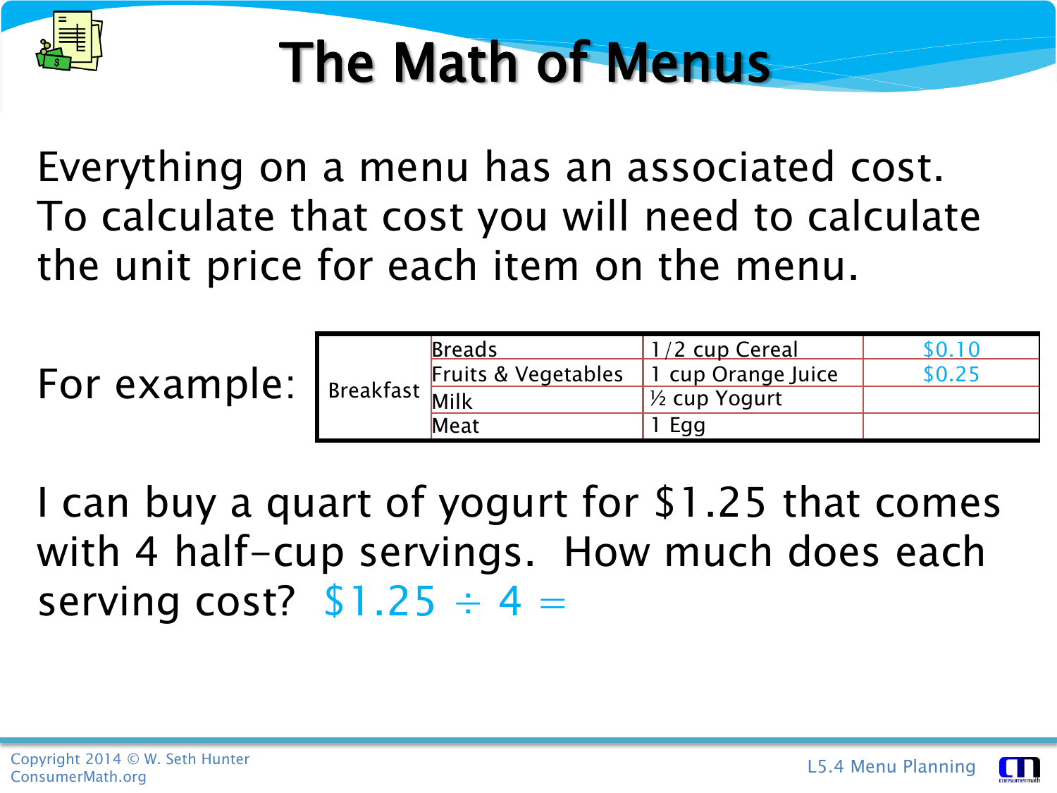# The Math of Menus

Everything on a menu has an associated cost. To calculate that cost you will need to calculate the unit price for each item on the menu.

For example:

| | | | |
|---|---|---|---|
| Breakfast | Breads | 1/2 cup Cereal | \$0.10 |
| | Fruits & Vegetables | 1 cup Orange Juice | \$0.25 |
| | Milk | ½ cup Yogurt | |
| | Meat | 1 Egg | |

I can buy a quart of yogurt for \$1.25 that comes with 4 half-cup servings. How much does each serving cost? $\$1.25 \div 4 =$

Copyright 2014 © W. Seth Hunter
ConsumerMath.org

L5.4 Menu Planning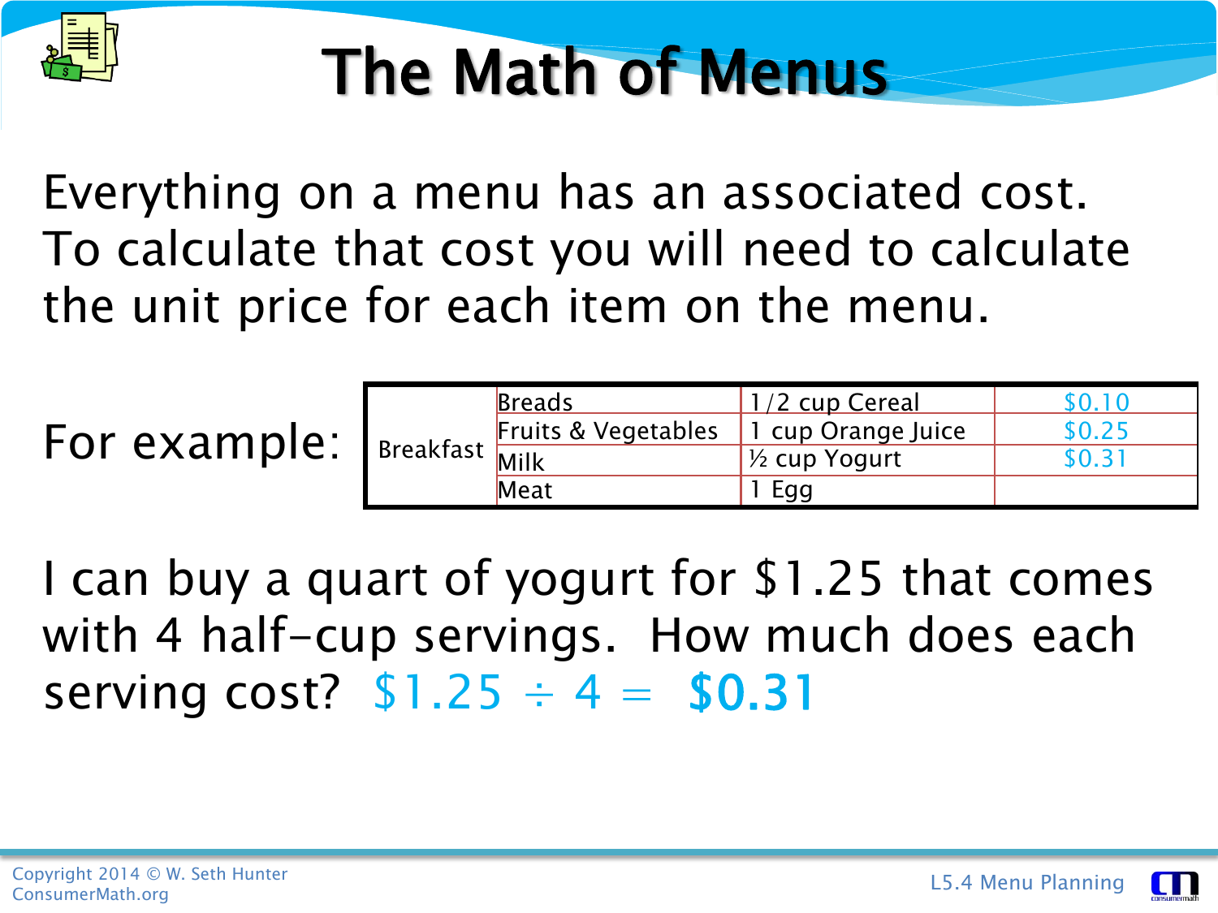# The Math of Menus

Everything on a menu has an associated cost. To calculate that cost you will need to calculate the unit price for each item on the menu.

For example:

| | | | |
|---|---|---|---|
| Breakfast | Breads | 1/2 cup Cereal | $0.10 |
| | Fruits & Vegetables | 1 cup Orange Juice | $0.25 |
| | Milk | ½ cup Yogurt | $0.31 |
| | Meat | 1 Egg | |

I can buy a quart of yogurt for $1.25 that comes with 4 half-cup servings. How much does each serving cost? $\$1.25 \div 4 =$ **$0.31**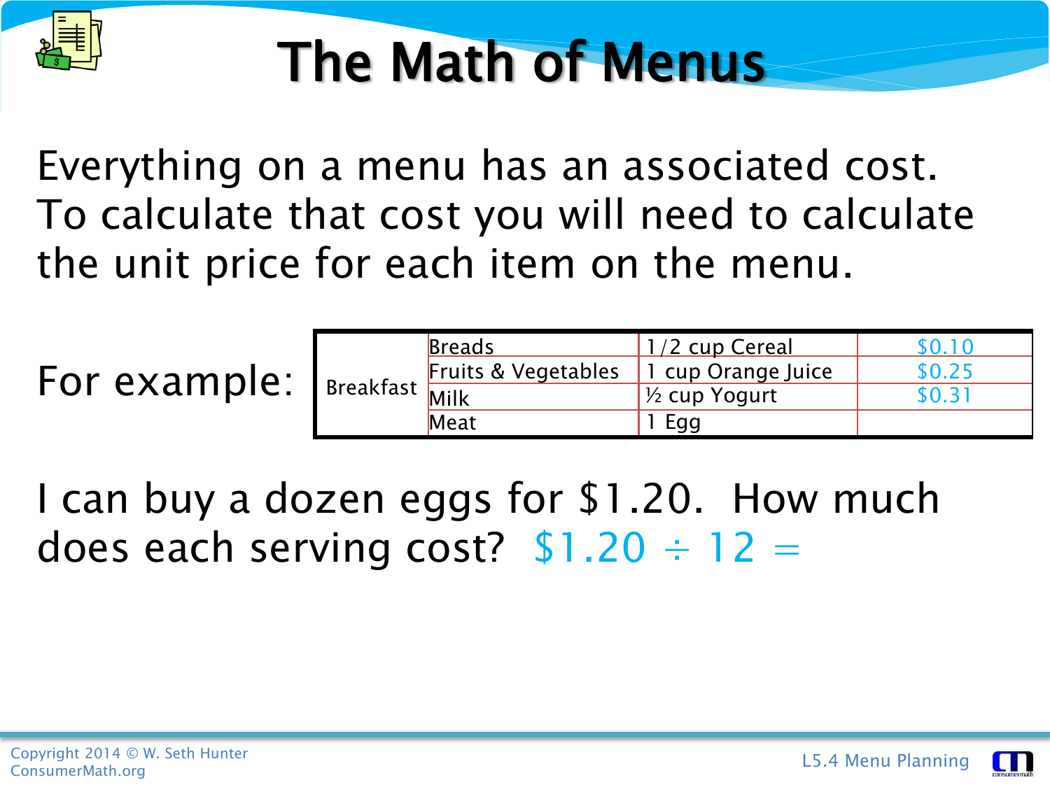# The Math of Menus

Everything on a menu has an associated cost. To calculate that cost you will need to calculate the unit price for each item on the menu.

For example:

| | | | |
|---|---|---|---|
| Breakfast | Breads | 1/2 cup Cereal | \$0.10 |
| | Fruits & Vegetables | 1 cup Orange Juice | \$0.25 |
| | Milk | ½ cup Yogurt | \$0.31 |
| | Meat | 1 Egg | |

I can buy a dozen eggs for \$1.20. How much does each serving cost? $\$1.20 \div 12 =$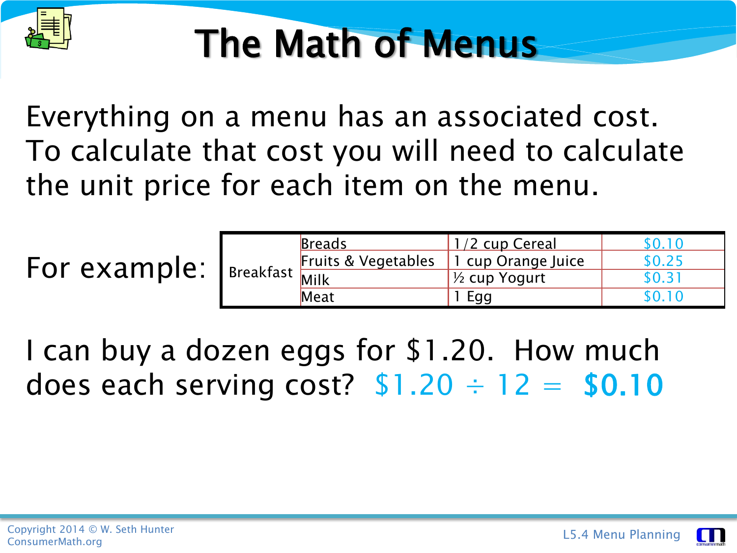# The Math of Menus

Everything on a menu has an associated cost. To calculate that cost you will need to calculate the unit price for each item on the menu.

For example:

| | | | |
|---|---|---|---|
| Breakfast | Breads | 1/2 cup Cereal | $0.10 |
| | Fruits & Vegetables | 1 cup Orange Juice | $0.25 |
| | Milk | ½ cup Yogurt | $0.31 |
| | Meat | 1 Egg | $0.10 |

I can buy a dozen eggs for $1.20. How much does each serving cost? $\$1.20 \div 12 =$ **$0.10**

Copyright 2014 © W. Seth Hunter
ConsumerMath.org

L5.4 Menu Planning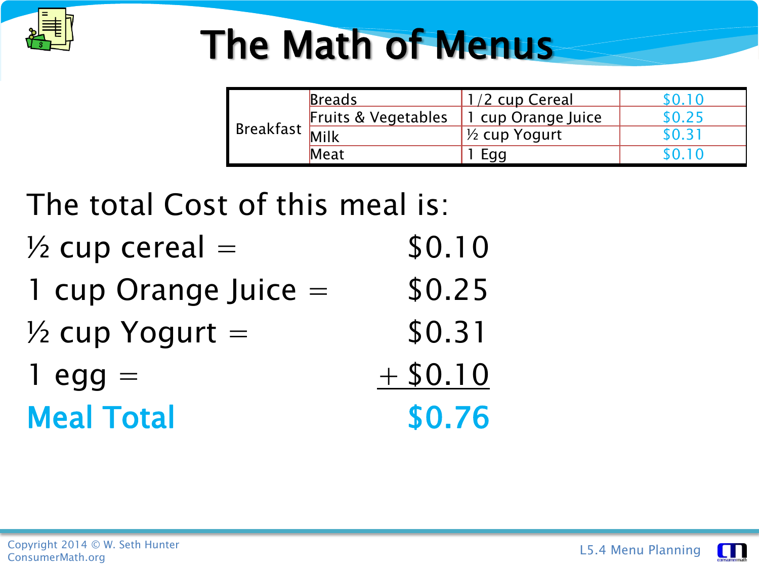# The Math of Menus

| | | | |
|---|---|---|---|
| Breakfast | Breads | 1/2 cup Cereal | $0.10 |
| | Fruits & Vegetables | 1 cup Orange Juice | $0.25 |
| | Milk | ½ cup Yogurt | $0.31 |
| | Meat | 1 Egg | $0.10 |

The total Cost of this meal is:

½ cup cereal = $0.10

1 cup Orange Juice = $0.25

½ cup Yogurt = $0.31

1 egg = + $0.10

**Meal Total $0.76**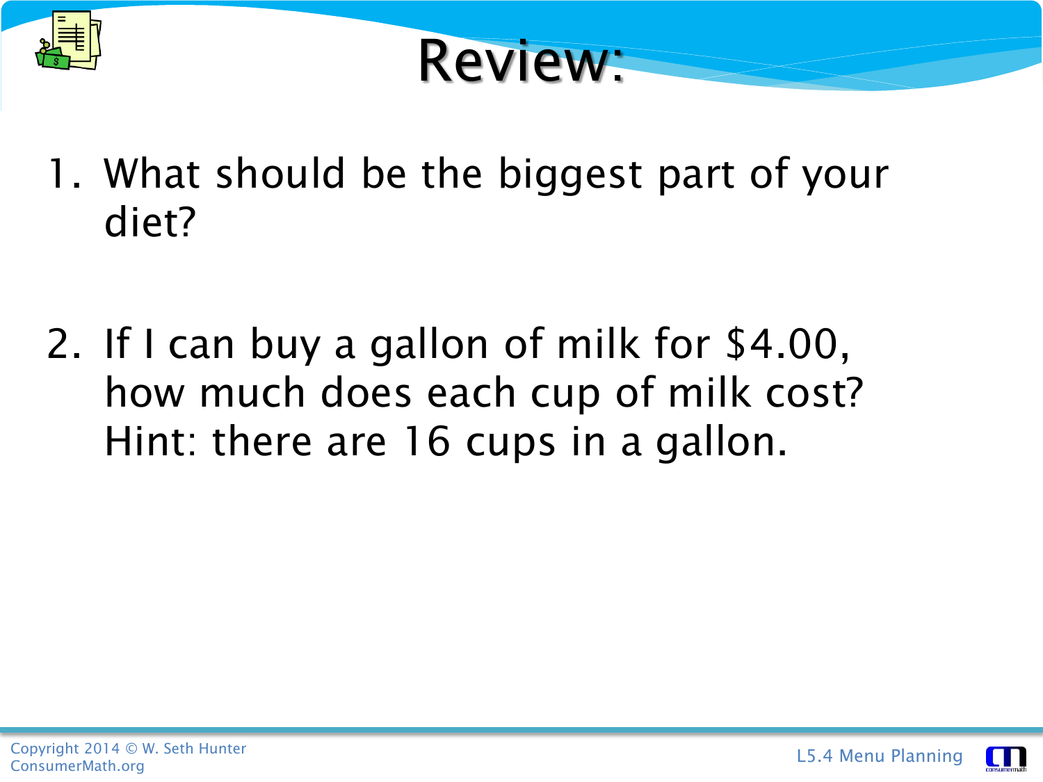# Review:

1. What should be the biggest part of your diet?

2. If I can buy a gallon of milk for $4.00, how much does each cup of milk cost? Hint: there are 16 cups in a gallon.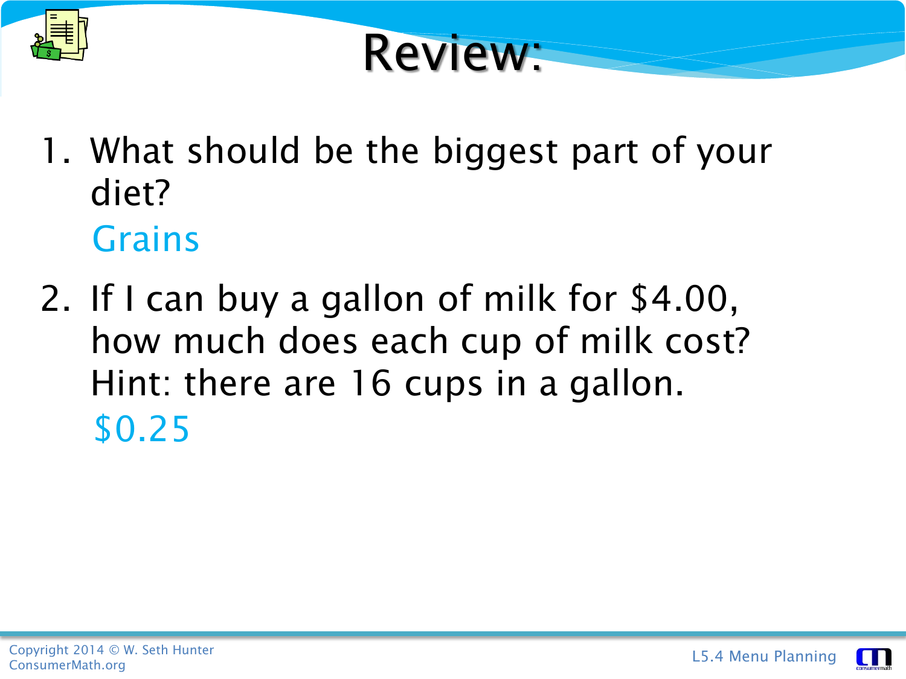# Review:

1. What should be the biggest part of your diet?

   Grains

2. If I can buy a gallon of milk for $4.00, how much does each cup of milk cost? Hint: there are 16 cups in a gallon.

   $0.25